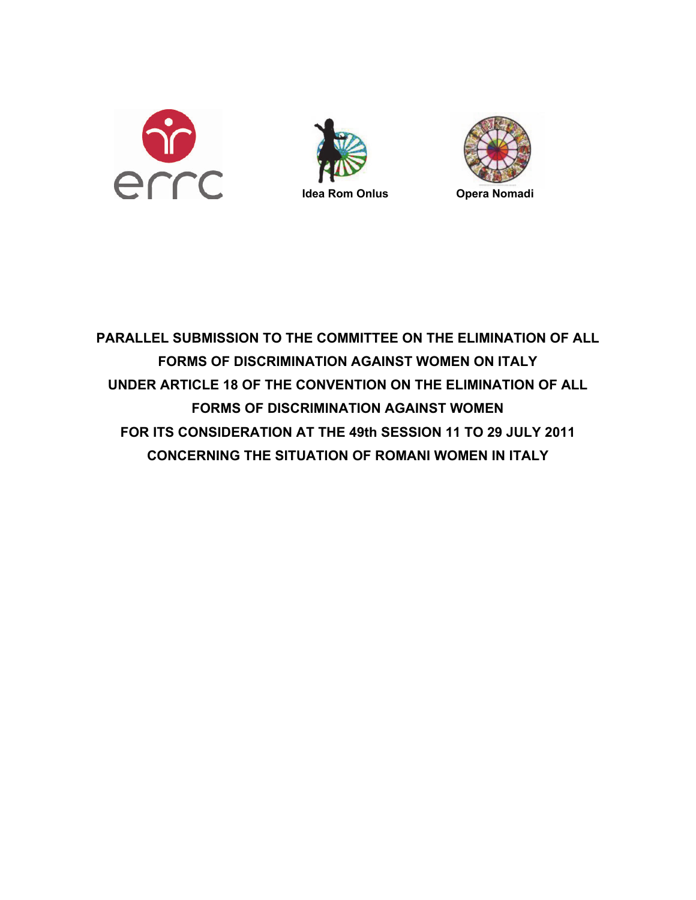errrc

Idea Rom Onlus

Opera Nomadi

# PARALLEL SUBMISSION TO THE COMMITTEE ON THE ELIMINATION OF ALL FORMS OF DISCRIMINATION AGAINST WOMEN ON ITALY UNDER ARTICLE 18 OF THE CONVENTION ON THE ELIMINATION OF ALL FORMS OF DISCRIMINATION AGAINST WOMEN FOR ITS CONSIDERATION AT THE 49th SESSION 11 TO 29 JULY 2011 CONCERNING THE SITUATION OF ROMANI WOMEN IN ITALY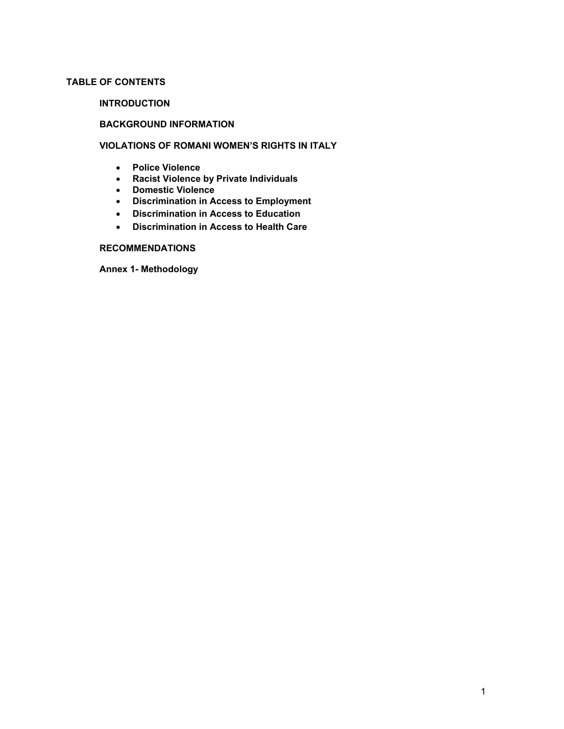## TABLE OF CONTENTS

**INTRODUCTION**

**BACKGROUND INFORMATION**

**VIOLATIONS OF ROMANI WOMEN'S RIGHTS IN ITALY**

- **Police Violence**
- **Racist Violence by Private Individuals**
- **Domestic Violence**
- **Discrimination in Access to Employment**
- **Discrimination in Access to Education**
- **Discrimination in Access to Health Care**

**RECOMMENDATIONS**

**Annex 1- Methodology**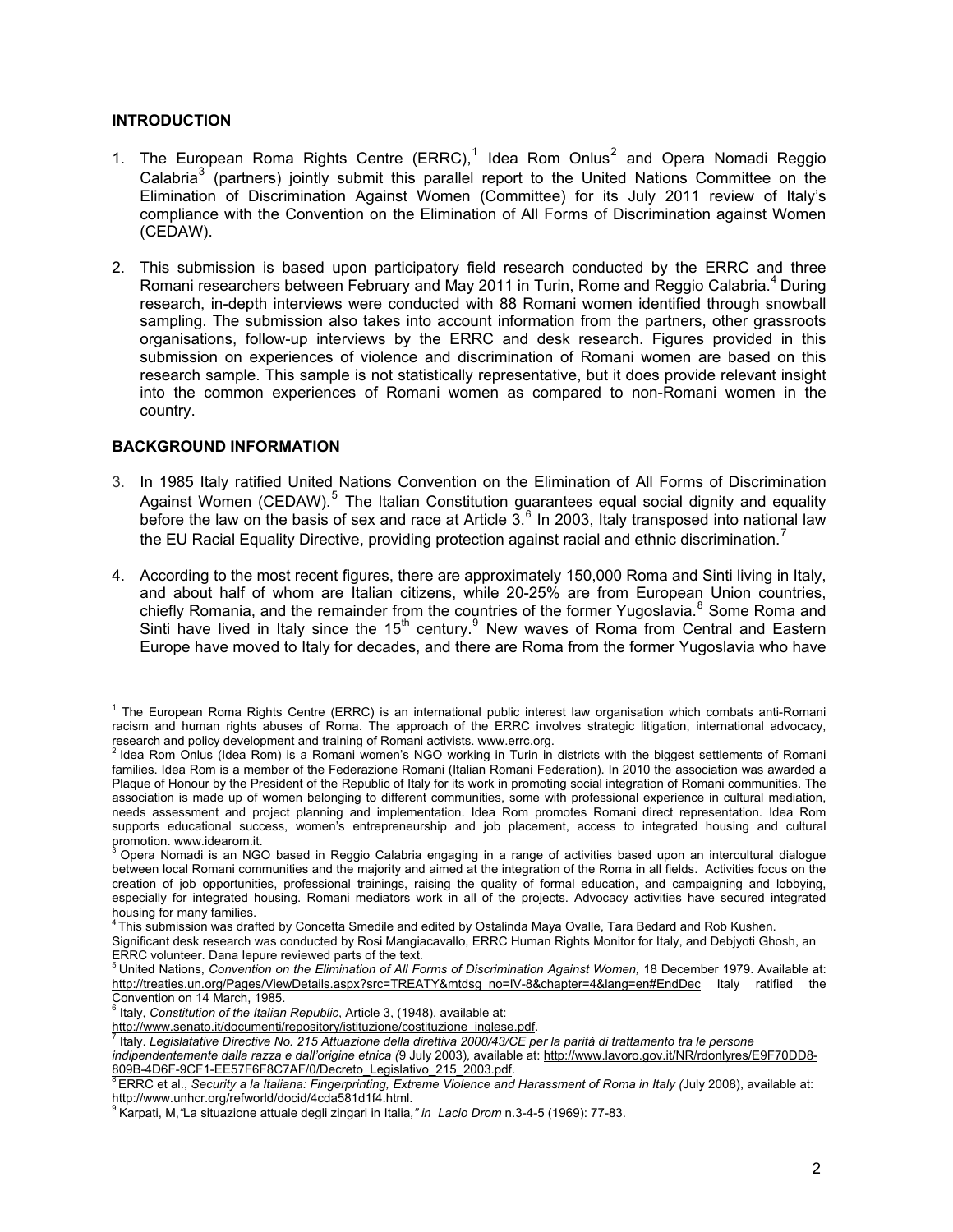## INTRODUCTION

1. The European Roma Rights Centre (ERRC),[1] Idea Rom Onlus[2] and Opera Nomadi Reggio Calabria[3] (partners) jointly submit this parallel report to the United Nations Committee on the Elimination of Discrimination Against Women (Committee) for its July 2011 review of Italy's compliance with the Convention on the Elimination of All Forms of Discrimination against Women (CEDAW).

2. This submission is based upon participatory field research conducted by the ERRC and three Romani researchers between February and May 2011 in Turin, Rome and Reggio Calabria.[4] During research, in-depth interviews were conducted with 88 Romani women identified through snowball sampling. The submission also takes into account information from the partners, other grassroots organisations, follow-up interviews by the ERRC and desk research. Figures provided in this submission on experiences of violence and discrimination of Romani women are based on this research sample. This sample is not statistically representative, but it does provide relevant insight into the common experiences of Romani women as compared to non-Romani women in the country.

## BACKGROUND INFORMATION

3. In 1985 Italy ratified United Nations Convention on the Elimination of All Forms of Discrimination Against Women (CEDAW).[5] The Italian Constitution guarantees equal social dignity and equality before the law on the basis of sex and race at Article 3.[6] In 2003, Italy transposed into national law the EU Racial Equality Directive, providing protection against racial and ethnic discrimination.[7]

4. According to the most recent figures, there are approximately 150,000 Roma and Sinti living in Italy, and about half of whom are Italian citizens, while 20-25% are from European Union countries, chiefly Romania, and the remainder from the countries of the former Yugoslavia.[8] Some Roma and Sinti have lived in Italy since the 15th century.[9] New waves of Roma from Central and Eastern Europe have moved to Italy for decades, and there are Roma from the former Yugoslavia who have

---

[1] The European Roma Rights Centre (ERRC) is an international public interest law organisation which combats anti-Romani racism and human rights abuses of Roma. The approach of the ERRC involves strategic litigation, international advocacy, research and policy development and training of Romani activists. www.errc.org.

[2] Idea Rom Onlus (Idea Rom) is a Romani women's NGO working in Turin in districts with the biggest settlements of Romani families. Idea Rom is a member of the Federazione Romani (Italian Romanì Federation). In 2010 the association was awarded a Plaque of Honour by the President of the Republic of Italy for its work in promoting social integration of Romani communities. The association is made up of women belonging to different communities, some with professional experience in cultural mediation, needs assessment and project planning and implementation. Idea Rom promotes Romani direct representation. Idea Rom supports educational success, women's entrepreneurship and job placement, access to integrated housing and cultural promotion. www.idearom.it.

[3] Opera Nomadi is an NGO based in Reggio Calabria engaging in a range of activities based upon an intercultural dialogue between local Romani communities and the majority and aimed at the integration of the Roma in all fields. Activities focus on the creation of job opportunities, professional trainings, raising the quality of formal education, and campaigning and lobbying, especially for integrated housing. Romani mediators work in all of the projects. Advocacy activities have secured integrated housing for many families.

[4] This submission was drafted by Concetta Smedile and edited by Ostalinda Maya Ovalle, Tara Bedard and Rob Kushen. Significant desk research was conducted by Rosi Mangiacavallo, ERRC Human Rights Monitor for Italy, and Debjyoti Ghosh, an ERRC volunteer. Dana Iepure reviewed parts of the text.

[5] United Nations, *Convention on the Elimination of All Forms of Discrimination Against Women,* 18 December 1979. Available at: http://treaties.un.org/Pages/ViewDetails.aspx?src=TREATY&mtdsg_no=IV-8&chapter=4&lang=en#EndDec Italy ratified the Convention on 14 March, 1985.

[6] Italy, *Constitution of the Italian Republic*, Article 3, (1948), available at: http://www.senato.it/documenti/repository/istituzione/costituzione_inglese.pdf.

[7] Italy. *Legislatative Directive No. 215 Attuazione della direttiva 2000/43/CE per la parità di trattamento tra le persone indipendentemente dalla razza e dall'origine etnica (*9 July 2003), available at: http://www.lavoro.gov.it/NR/rdonlyres/E9F70DD8-809B-4D6F-9CF1-EE57F6F8C7AF/0/Decreto_Legislativo_215_2003.pdf.

[8] ERRC et al., *Security a la Italiana: Fingerprinting, Extreme Violence and Harassment of Roma in Italy (*July 2008), available at: http://www.unhcr.org/refworld/docid/4cda581d1f4.html.

[9] Karpati, M,*"*La situazione attuale degli zingari in Italia*," in Lacio Drom* n.3-4-5 (1969): 77-83.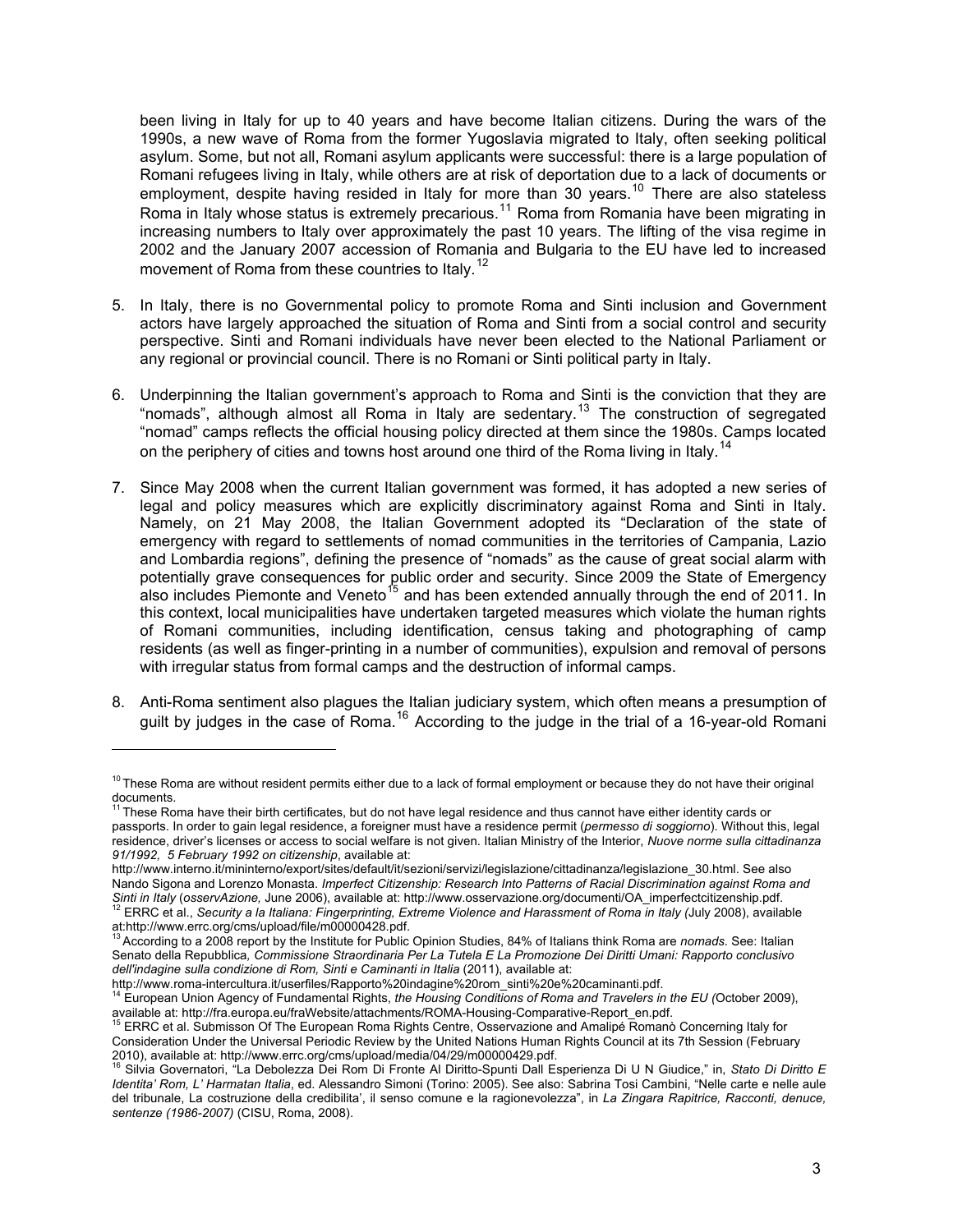been living in Italy for up to 40 years and have become Italian citizens. During the wars of the 1990s, a new wave of Roma from the former Yugoslavia migrated to Italy, often seeking political asylum. Some, but not all, Romani asylum applicants were successful: there is a large population of Romani refugees living in Italy, while others are at risk of deportation due to a lack of documents or employment, despite having resided in Italy for more than 30 years.[10] There are also stateless Roma in Italy whose status is extremely precarious.[11] Roma from Romania have been migrating in increasing numbers to Italy over approximately the past 10 years. The lifting of the visa regime in 2002 and the January 2007 accession of Romania and Bulgaria to the EU have led to increased movement of Roma from these countries to Italy.[12]

5. In Italy, there is no Governmental policy to promote Roma and Sinti inclusion and Government actors have largely approached the situation of Roma and Sinti from a social control and security perspective. Sinti and Romani individuals have never been elected to the National Parliament or any regional or provincial council. There is no Romani or Sinti political party in Italy.

6. Underpinning the Italian government's approach to Roma and Sinti is the conviction that they are "nomads", although almost all Roma in Italy are sedentary.[13] The construction of segregated "nomad" camps reflects the official housing policy directed at them since the 1980s. Camps located on the periphery of cities and towns host around one third of the Roma living in Italy.[14]

7. Since May 2008 when the current Italian government was formed, it has adopted a new series of legal and policy measures which are explicitly discriminatory against Roma and Sinti in Italy. Namely, on 21 May 2008, the Italian Government adopted its "Declaration of the state of emergency with regard to settlements of nomad communities in the territories of Campania, Lazio and Lombardia regions", defining the presence of "nomads" as the cause of great social alarm with potentially grave consequences for public order and security. Since 2009 the State of Emergency also includes Piemonte and Veneto[15] and has been extended annually through the end of 2011. In this context, local municipalities have undertaken targeted measures which violate the human rights of Romani communities, including identification, census taking and photographing of camp residents (as well as finger-printing in a number of communities), expulsion and removal of persons with irregular status from formal camps and the destruction of informal camps.

8. Anti-Roma sentiment also plagues the Italian judiciary system, which often means a presumption of guilt by judges in the case of Roma.[16] According to the judge in the trial of a 16-year-old Romani

---

[10] These Roma are without resident permits either due to a lack of formal employment or because they do not have their original documents.

[11] These Roma have their birth certificates, but do not have legal residence and thus cannot have either identity cards or passports. In order to gain legal residence, a foreigner must have a residence permit (*permesso di soggiorno*). Without this, legal residence, driver's licenses or access to social welfare is not given. Italian Ministry of the Interior, *Nuove norme sulla cittadinanza 91/1992, 5 February 1992 on citizenship*, available at: http://www.interno.it/mininterno/export/sites/default/it/sezioni/servizi/legislazione/cittadinanza/legislazione_30.html. See also Nando Sigona and Lorenzo Monasta. *Imperfect Citizenship: Research Into Patterns of Racial Discrimination against Roma and Sinti in Italy* (*osservAzione,* June 2006), available at: http://www.osservazione.org/documenti/OA_imperfectcitizenship.pdf.

[12] ERRC et al., *Security a la Italiana: Fingerprinting, Extreme Violence and Harassment of Roma in Italy (*July 2008), available at:http://www.errc.org/cms/upload/file/m00000428.pdf.

[13] According to a 2008 report by the Institute for Public Opinion Studies, 84% of Italians think Roma are *nomads*. See: Italian Senato della Repubblica*, Commissione Straordinaria Per La Tutela E La Promozione Dei Diritti Umani: Rapporto conclusivo dell'indagine sulla condizione di Rom, Sinti e Caminanti in Italia* (2011), available at: http://www.roma-intercultura.it/userfiles/Rapporto%20indagine%20rom_sinti%20e%20caminanti.pdf.

[14] European Union Agency of Fundamental Rights, *the Housing Conditions of Roma and Travelers in the EU (*October 2009), available at: http://fra.europa.eu/fraWebsite/attachments/ROMA-Housing-Comparative-Report_en.pdf.

[15] ERRC et al. Submisson Of The European Roma Rights Centre, Osservazione and Amalipé Romanò Concerning Italy for Consideration Under the Universal Periodic Review by the United Nations Human Rights Council at its 7th Session (February 2010), available at: http://www.errc.org/cms/upload/media/04/29/m00000429.pdf.

[16] Silvia Governatori, "La Debolezza Dei Rom Di Fronte Al Diritto-Spunti Dall Esperienza Di U N Giudice," in, *Stato Di Diritto E Identita' Rom, L' Harmatan Italia*, ed. Alessandro Simoni (Torino: 2005). See also: Sabrina Tosi Cambini, "Nelle carte e nelle aule del tribunale, La costruzione della credibilita', il senso comune e la ragionevolezza", in *La Zingara Rapitrice, Racconti, denuce, sentenze (1986-2007)* (CISU, Roma, 2008).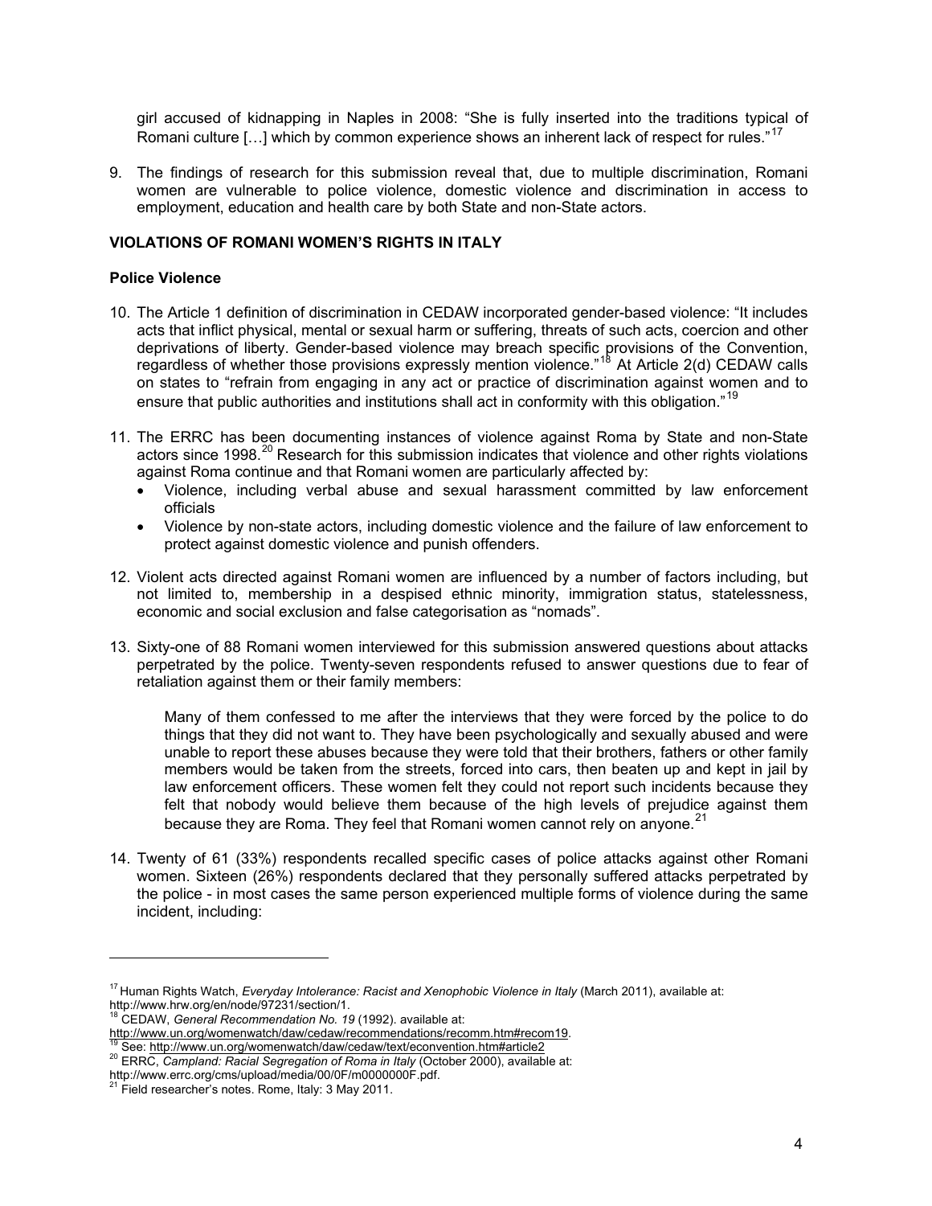girl accused of kidnapping in Naples in 2008: "She is fully inserted into the traditions typical of Romani culture […] which by common experience shows an inherent lack of respect for rules."[17]

9. The findings of research for this submission reveal that, due to multiple discrimination, Romani women are vulnerable to police violence, domestic violence and discrimination in access to employment, education and health care by both State and non-State actors.

## VIOLATIONS OF ROMANI WOMEN'S RIGHTS IN ITALY

### Police Violence

10. The Article 1 definition of discrimination in CEDAW incorporated gender-based violence: "It includes acts that inflict physical, mental or sexual harm or suffering, threats of such acts, coercion and other deprivations of liberty. Gender-based violence may breach specific provisions of the Convention, regardless of whether those provisions expressly mention violence."[18] At Article 2(d) CEDAW calls on states to "refrain from engaging in any act or practice of discrimination against women and to ensure that public authorities and institutions shall act in conformity with this obligation."[19]

11. The ERRC has been documenting instances of violence against Roma by State and non-State actors since 1998.[20] Research for this submission indicates that violence and other rights violations against Roma continue and that Romani women are particularly affected by:
    - Violence, including verbal abuse and sexual harassment committed by law enforcement officials
    - Violence by non-state actors, including domestic violence and the failure of law enforcement to protect against domestic violence and punish offenders.

12. Violent acts directed against Romani women are influenced by a number of factors including, but not limited to, membership in a despised ethnic minority, immigration status, statelessness, economic and social exclusion and false categorisation as "nomads".

13. Sixty-one of 88 Romani women interviewed for this submission answered questions about attacks perpetrated by the police. Twenty-seven respondents refused to answer questions due to fear of retaliation against them or their family members:

    > Many of them confessed to me after the interviews that they were forced by the police to do things that they did not want to. They have been psychologically and sexually abused and were unable to report these abuses because they were told that their brothers, fathers or other family members would be taken from the streets, forced into cars, then beaten up and kept in jail by law enforcement officers. These women felt they could not report such incidents because they felt that nobody would believe them because of the high levels of prejudice against them because they are Roma. They feel that Romani women cannot rely on anyone.[21]

14. Twenty of 61 (33%) respondents recalled specific cases of police attacks against other Romani women. Sixteen (26%) respondents declared that they personally suffered attacks perpetrated by the police - in most cases the same person experienced multiple forms of violence during the same incident, including:

---

[17] Human Rights Watch, *Everyday Intolerance: Racist and Xenophobic Violence in Italy* (March 2011), available at: http://www.hrw.org/en/node/97231/section/1.

[18] CEDAW, *General Recommendation No. 19* (1992). available at: http://www.un.org/womenwatch/daw/cedaw/recommendations/recomm.htm#recom19.

[19] See: http://www.un.org/womenwatch/daw/cedaw/text/econvention.htm#article2

[20] ERRC, *Campland: Racial Segregation of Roma in Italy* (October 2000), available at: http://www.errc.org/cms/upload/media/00/0F/m0000000F.pdf.

[21] Field researcher's notes. Rome, Italy: 3 May 2011.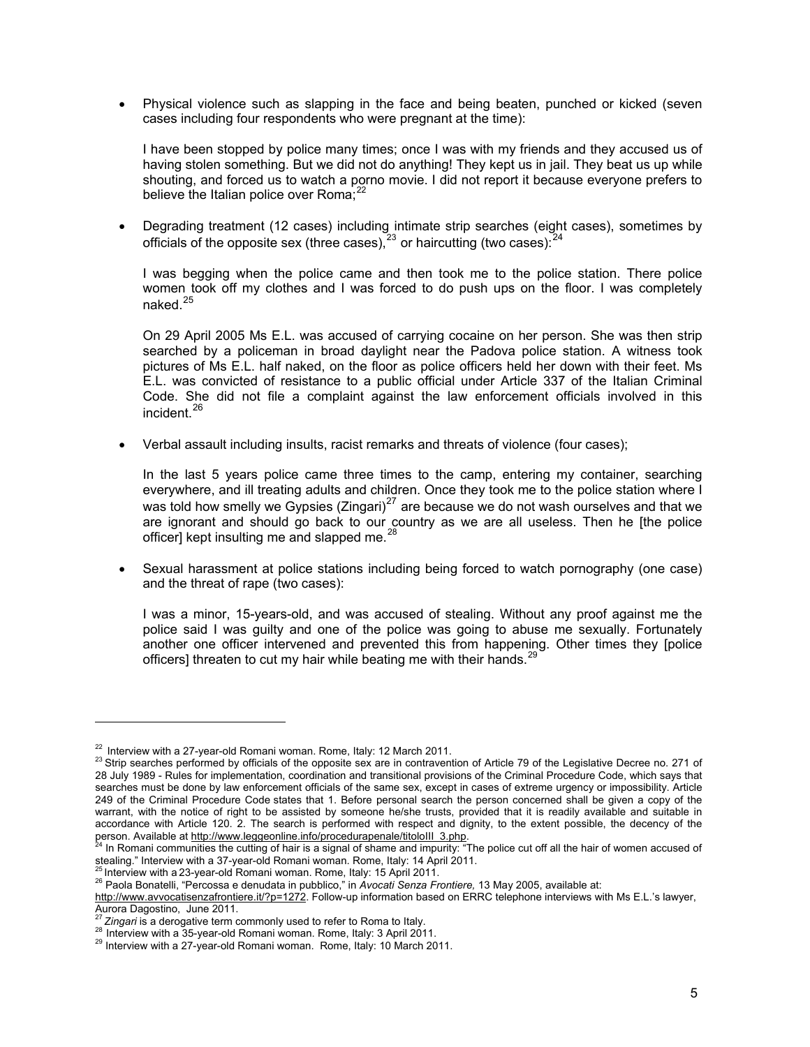- Physical violence such as slapping in the face and being beaten, punched or kicked (seven cases including four respondents who were pregnant at the time):

  I have been stopped by police many times; once I was with my friends and they accused us of having stolen something. But we did not do anything! They kept us in jail. They beat us up while shouting, and forced us to watch a porno movie. I did not report it because everyone prefers to believe the Italian police over Roma;[22]

- Degrading treatment (12 cases) including intimate strip searches (eight cases), sometimes by officials of the opposite sex (three cases),[23] or haircutting (two cases):[24]

  I was begging when the police came and then took me to the police station. There police women took off my clothes and I was forced to do push ups on the floor. I was completely naked.[25]

  On 29 April 2005 Ms E.L. was accused of carrying cocaine on her person. She was then strip searched by a policeman in broad daylight near the Padova police station. A witness took pictures of Ms E.L. half naked, on the floor as police officers held her down with their feet. Ms E.L. was convicted of resistance to a public official under Article 337 of the Italian Criminal Code. She did not file a complaint against the law enforcement officials involved in this incident.[26]

- Verbal assault including insults, racist remarks and threats of violence (four cases);

  In the last 5 years police came three times to the camp, entering my container, searching everywhere, and ill treating adults and children. Once they took me to the police station where I was told how smelly we Gypsies (Zingari)[27] are because we do not wash ourselves and that we are ignorant and should go back to our country as we are all useless. Then he [the police officer] kept insulting me and slapped me.[28]

- Sexual harassment at police stations including being forced to watch pornography (one case) and the threat of rape (two cases):

  I was a minor, 15-years-old, and was accused of stealing. Without any proof against me the police said I was guilty and one of the police was going to abuse me sexually. Fortunately another one officer intervened and prevented this from happening. Other times they [police officers] threaten to cut my hair while beating me with their hands.[29]

---

[22] Interview with a 27-year-old Romani woman. Rome, Italy: 12 March 2011.

[23] Strip searches performed by officials of the opposite sex are in contravention of Article 79 of the Legislative Decree no. 271 of 28 July 1989 - Rules for implementation, coordination and transitional provisions of the Criminal Procedure Code, which says that searches must be done by law enforcement officials of the same sex, except in cases of extreme urgency or impossibility. Article 249 of the Criminal Procedure Code states that 1. Before personal search the person concerned shall be given a copy of the warrant, with the notice of right to be assisted by someone he/she trusts, provided that it is readily available and suitable in accordance with Article 120. 2. The search is performed with respect and dignity, to the extent possible, the decency of the person. Available at http://www.leggeonline.info/procedurapenale/titoloIII_3.php.

[24] In Romani communities the cutting of hair is a signal of shame and impurity: "The police cut off all the hair of women accused of stealing." Interview with a 37-year-old Romani woman. Rome, Italy: 14 April 2011.

[25] Interview with a 23-year-old Romani woman. Rome, Italy: 15 April 2011.

[26] Paola Bonatelli, "Percossa e denudata in pubblico," in *Avocati Senza Frontiere,* 13 May 2005, available at: http://www.avvocatisenzafrontiere.it/?p=1272. Follow-up information based on ERRC telephone interviews with Ms E.L.'s lawyer, Aurora Dagostino, June 2011.

[27] *Zingari* is a derogative term commonly used to refer to Roma to Italy.

[28] Interview with a 35-year-old Romani woman. Rome, Italy: 3 April 2011.

[29] Interview with a 27-year-old Romani woman. Rome, Italy: 10 March 2011.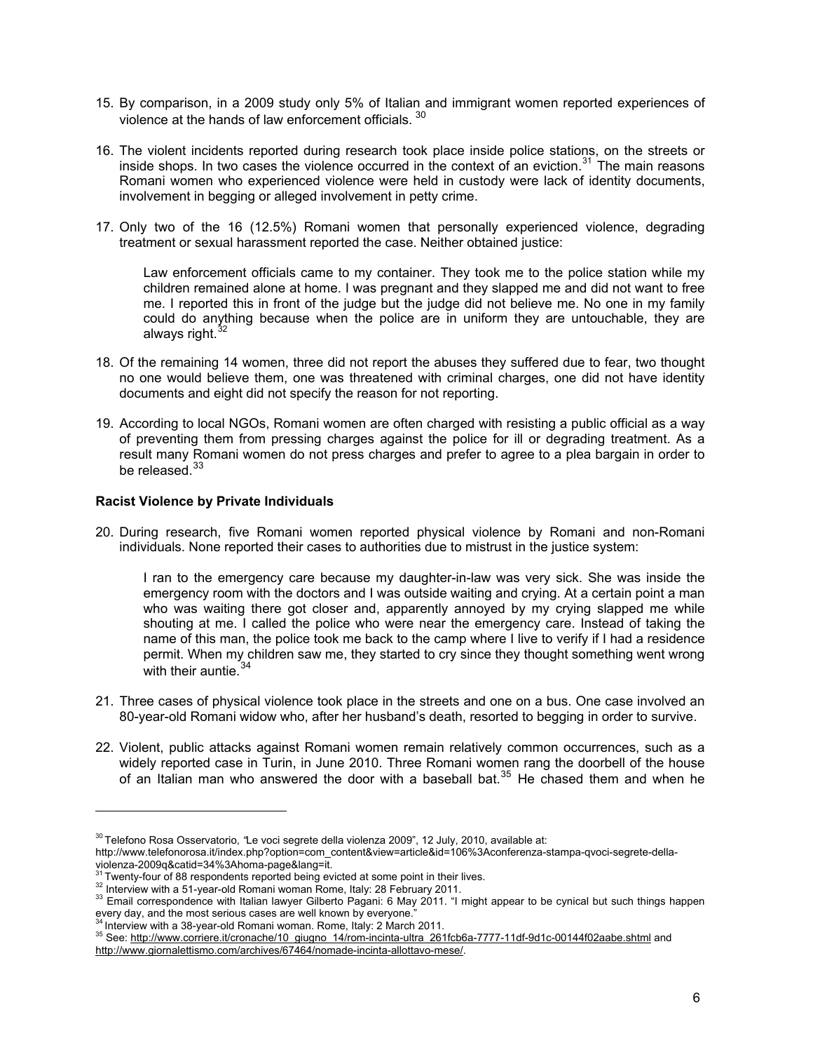15. By comparison, in a 2009 study only 5% of Italian and immigrant women reported experiences of violence at the hands of law enforcement officials. [30]

16. The violent incidents reported during research took place inside police stations, on the streets or inside shops. In two cases the violence occurred in the context of an eviction.[31] The main reasons Romani women who experienced violence were held in custody were lack of identity documents, involvement in begging or alleged involvement in petty crime.

17. Only two of the 16 (12.5%) Romani women that personally experienced violence, degrading treatment or sexual harassment reported the case. Neither obtained justice:

    Law enforcement officials came to my container. They took me to the police station while my children remained alone at home. I was pregnant and they slapped me and did not want to free me. I reported this in front of the judge but the judge did not believe me. No one in my family could do anything because when the police are in uniform they are untouchable, they are always right.[32]

18. Of the remaining 14 women, three did not report the abuses they suffered due to fear, two thought no one would believe them, one was threatened with criminal charges, one did not have identity documents and eight did not specify the reason for not reporting.

19. According to local NGOs, Romani women are often charged with resisting a public official as a way of preventing them from pressing charges against the police for ill or degrading treatment. As a result many Romani women do not press charges and prefer to agree to a plea bargain in order to be released.[33]

**Racist Violence by Private Individuals**

20. During research, five Romani women reported physical violence by Romani and non-Romani individuals. None reported their cases to authorities due to mistrust in the justice system:

    I ran to the emergency care because my daughter-in-law was very sick. She was inside the emergency room with the doctors and I was outside waiting and crying. At a certain point a man who was waiting there got closer and, apparently annoyed by my crying slapped me while shouting at me. I called the police who were near the emergency care. Instead of taking the name of this man, the police took me back to the camp where I live to verify if I had a residence permit. When my children saw me, they started to cry since they thought something went wrong with their auntie.[34]

21. Three cases of physical violence took place in the streets and one on a bus. One case involved an 80-year-old Romani widow who, after her husband's death, resorted to begging in order to survive.

22. Violent, public attacks against Romani women remain relatively common occurrences, such as a widely reported case in Turin, in June 2010. Three Romani women rang the doorbell of the house of an Italian man who answered the door with a baseball bat.[35] He chased them and when he

---

[30] Telefono Rosa Osservatorio, "Le voci segrete della violenza 2009", 12 July, 2010, available at: http://www.telefonorosa.it/index.php?option=com_content&view=article&id=106%3Aconferenza-stampa-qvoci-segrete-della-violenza-2009q&catid=34%3Ahoma-page&lang=it.

[31] Twenty-four of 88 respondents reported being evicted at some point in their lives.

[32] Interview with a 51-year-old Romani woman Rome, Italy: 28 February 2011.

[33] Email correspondence with Italian lawyer Gilberto Pagani: 6 May 2011. "I might appear to be cynical but such things happen every day, and the most serious cases are well known by everyone."

[34] Interview with a 38-year-old Romani woman. Rome, Italy: 2 March 2011.

[35] See: http://www.corriere.it/cronache/10_giugno_14/rom-incinta-ultra_261fcb6a-7777-11df-9d1c-00144f02aabe.shtml and http://www.giornalettismo.com/archives/67464/nomade-incinta-allottavo-mese/.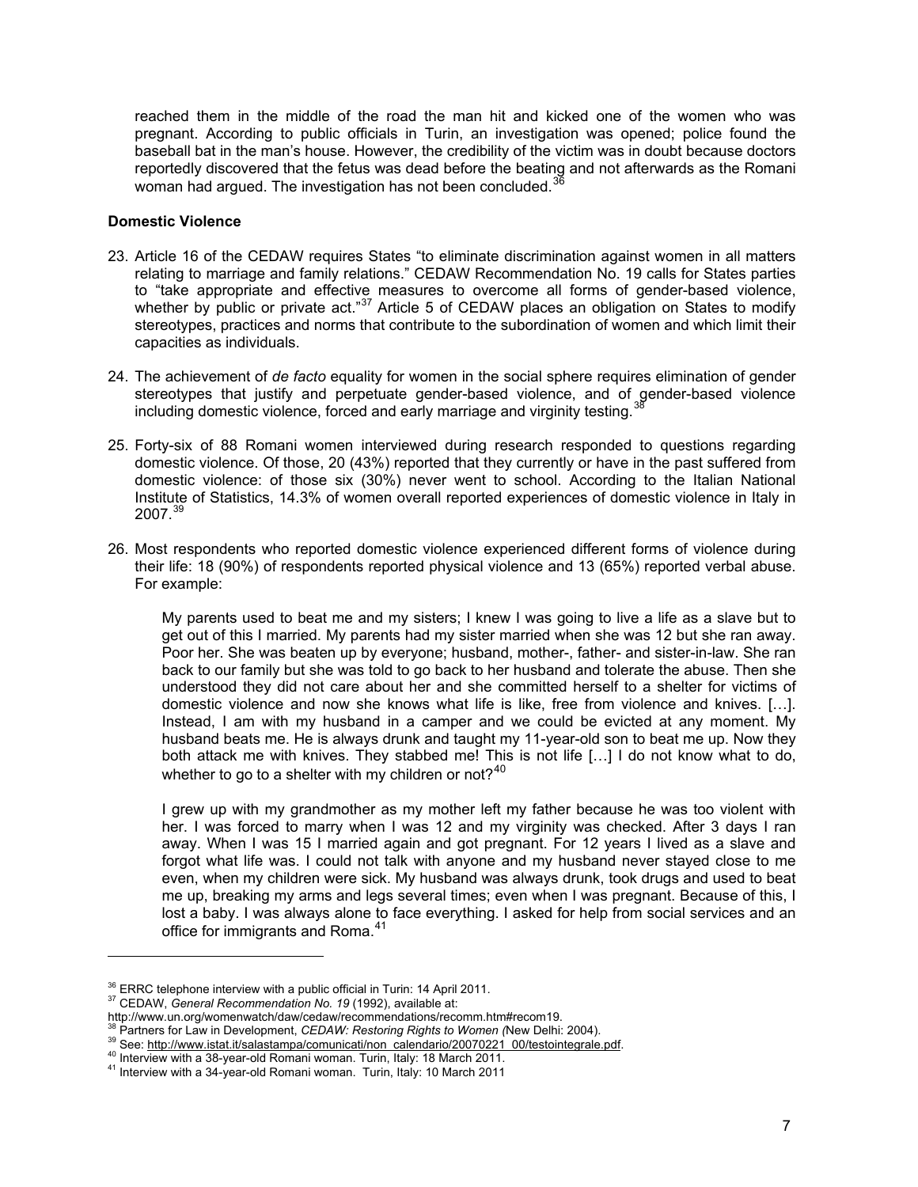reached them in the middle of the road the man hit and kicked one of the women who was pregnant. According to public officials in Turin, an investigation was opened; police found the baseball bat in the man's house. However, the credibility of the victim was in doubt because doctors reportedly discovered that the fetus was dead before the beating and not afterwards as the Romani woman had argued. The investigation has not been concluded.[36]

**Domestic Violence**

23. Article 16 of the CEDAW requires States "to eliminate discrimination against women in all matters relating to marriage and family relations." CEDAW Recommendation No. 19 calls for States parties to "take appropriate and effective measures to overcome all forms of gender-based violence, whether by public or private act."[37] Article 5 of CEDAW places an obligation on States to modify stereotypes, practices and norms that contribute to the subordination of women and which limit their capacities as individuals.

24. The achievement of *de facto* equality for women in the social sphere requires elimination of gender stereotypes that justify and perpetuate gender-based violence, and of gender-based violence including domestic violence, forced and early marriage and virginity testing.[38]

25. Forty-six of 88 Romani women interviewed during research responded to questions regarding domestic violence. Of those, 20 (43%) reported that they currently or have in the past suffered from domestic violence: of those six (30%) never went to school. According to the Italian National Institute of Statistics, 14.3% of women overall reported experiences of domestic violence in Italy in 2007.[39]

26. Most respondents who reported domestic violence experienced different forms of violence during their life: 18 (90%) of respondents reported physical violence and 13 (65%) reported verbal abuse. For example:

> My parents used to beat me and my sisters; I knew I was going to live a life as a slave but to get out of this I married. My parents had my sister married when she was 12 but she ran away. Poor her. She was beaten up by everyone; husband, mother-, father- and sister-in-law. She ran back to our family but she was told to go back to her husband and tolerate the abuse. Then she understood they did not care about her and she committed herself to a shelter for victims of domestic violence and now she knows what life is like, free from violence and knives. […]. Instead, I am with my husband in a camper and we could be evicted at any moment. My husband beats me. He is always drunk and taught my 11-year-old son to beat me up. Now they both attack me with knives. They stabbed me! This is not life […] I do not know what to do, whether to go to a shelter with my children or not?[40]

> I grew up with my grandmother as my mother left my father because he was too violent with her. I was forced to marry when I was 12 and my virginity was checked. After 3 days I ran away. When I was 15 I married again and got pregnant. For 12 years I lived as a slave and forgot what life was. I could not talk with anyone and my husband never stayed close to me even, when my children were sick. My husband was always drunk, took drugs and used to beat me up, breaking my arms and legs several times; even when I was pregnant. Because of this, I lost a baby. I was always alone to face everything. I asked for help from social services and an office for immigrants and Roma.[41]

---

[36] ERRC telephone interview with a public official in Turin: 14 April 2011.
[37] CEDAW, *General Recommendation No. 19* (1992), available at: http://www.un.org/womenwatch/daw/cedaw/recommendations/recomm.htm#recom19.
[38] Partners for Law in Development, *CEDAW: Restoring Rights to Women (*New Delhi: 2004).
[39] See: http://www.istat.it/salastampa/comunicati/non_calendario/20070221_00/testointegrale.pdf.
[40] Interview with a 38-year-old Romani woman. Turin, Italy: 18 March 2011.
[41] Interview with a 34-year-old Romani woman. Turin, Italy: 10 March 2011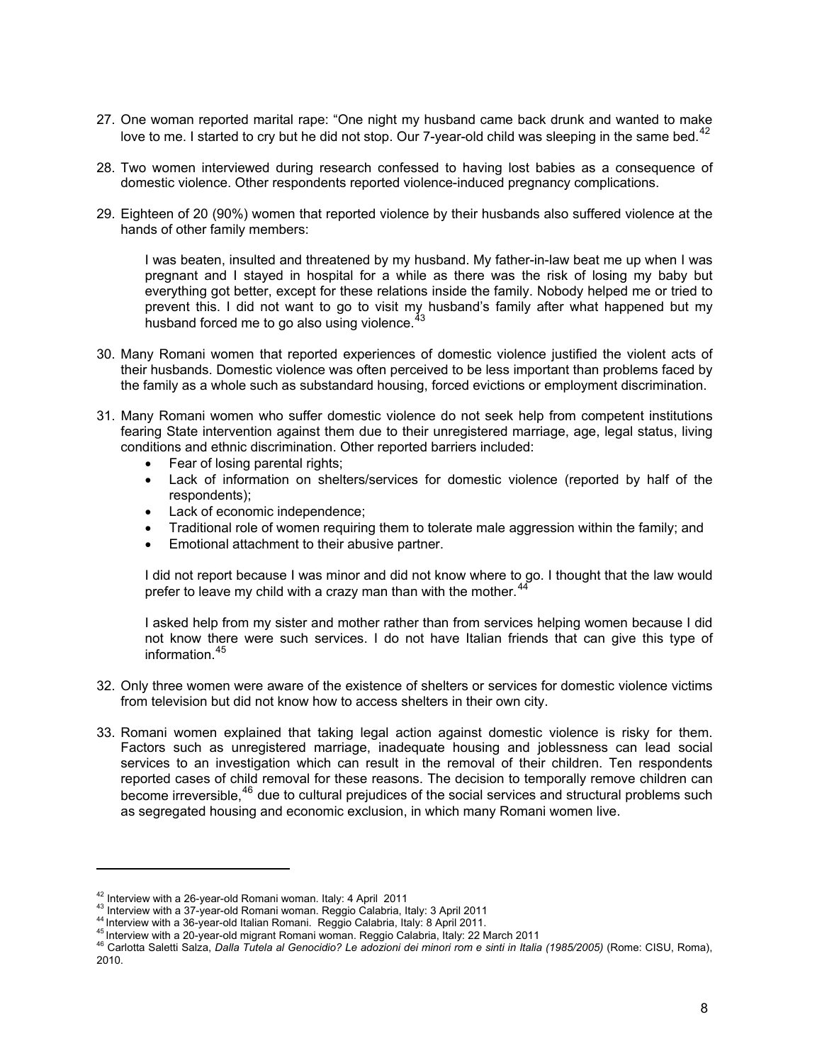27. One woman reported marital rape: "One night my husband came back drunk and wanted to make love to me. I started to cry but he did not stop. Our 7-year-old child was sleeping in the same bed.[42]

28. Two women interviewed during research confessed to having lost babies as a consequence of domestic violence. Other respondents reported violence-induced pregnancy complications.

29. Eighteen of 20 (90%) women that reported violence by their husbands also suffered violence at the hands of other family members:

> I was beaten, insulted and threatened by my husband. My father-in-law beat me up when I was pregnant and I stayed in hospital for a while as there was the risk of losing my baby but everything got better, except for these relations inside the family. Nobody helped me or tried to prevent this. I did not want to go to visit my husband's family after what happened but my husband forced me to go also using violence.[43]

30. Many Romani women that reported experiences of domestic violence justified the violent acts of their husbands. Domestic violence was often perceived to be less important than problems faced by the family as a whole such as substandard housing, forced evictions or employment discrimination.

31. Many Romani women who suffer domestic violence do not seek help from competent institutions fearing State intervention against them due to their unregistered marriage, age, legal status, living conditions and ethnic discrimination. Other reported barriers included:
    - Fear of losing parental rights;
    - Lack of information on shelters/services for domestic violence (reported by half of the respondents);
    - Lack of economic independence;
    - Traditional role of women requiring them to tolerate male aggression within the family; and
    - Emotional attachment to their abusive partner.

> I did not report because I was minor and did not know where to go. I thought that the law would prefer to leave my child with a crazy man than with the mother.[44]

> I asked help from my sister and mother rather than from services helping women because I did not know there were such services. I do not have Italian friends that can give this type of information.[45]

32. Only three women were aware of the existence of shelters or services for domestic violence victims from television but did not know how to access shelters in their own city.

33. Romani women explained that taking legal action against domestic violence is risky for them. Factors such as unregistered marriage, inadequate housing and joblessness can lead social services to an investigation which can result in the removal of their children. Ten respondents reported cases of child removal for these reasons. The decision to temporally remove children can become irreversible,[46] due to cultural prejudices of the social services and structural problems such as segregated housing and economic exclusion, in which many Romani women live.

---

[42] Interview with a 26-year-old Romani woman. Italy: 4 April 2011

[43] Interview with a 37-year-old Romani woman. Reggio Calabria, Italy: 3 April 2011

[44] Interview with a 36-year-old Italian Romani. Reggio Calabria, Italy: 8 April 2011.

[45] Interview with a 20-year-old migrant Romani woman. Reggio Calabria, Italy: 22 March 2011

[46] Carlotta Saletti Salza, *Dalla Tutela al Genocidio? Le adozioni dei minori rom e sinti in Italia (1985/2005)* (Rome: CISU, Roma), 2010.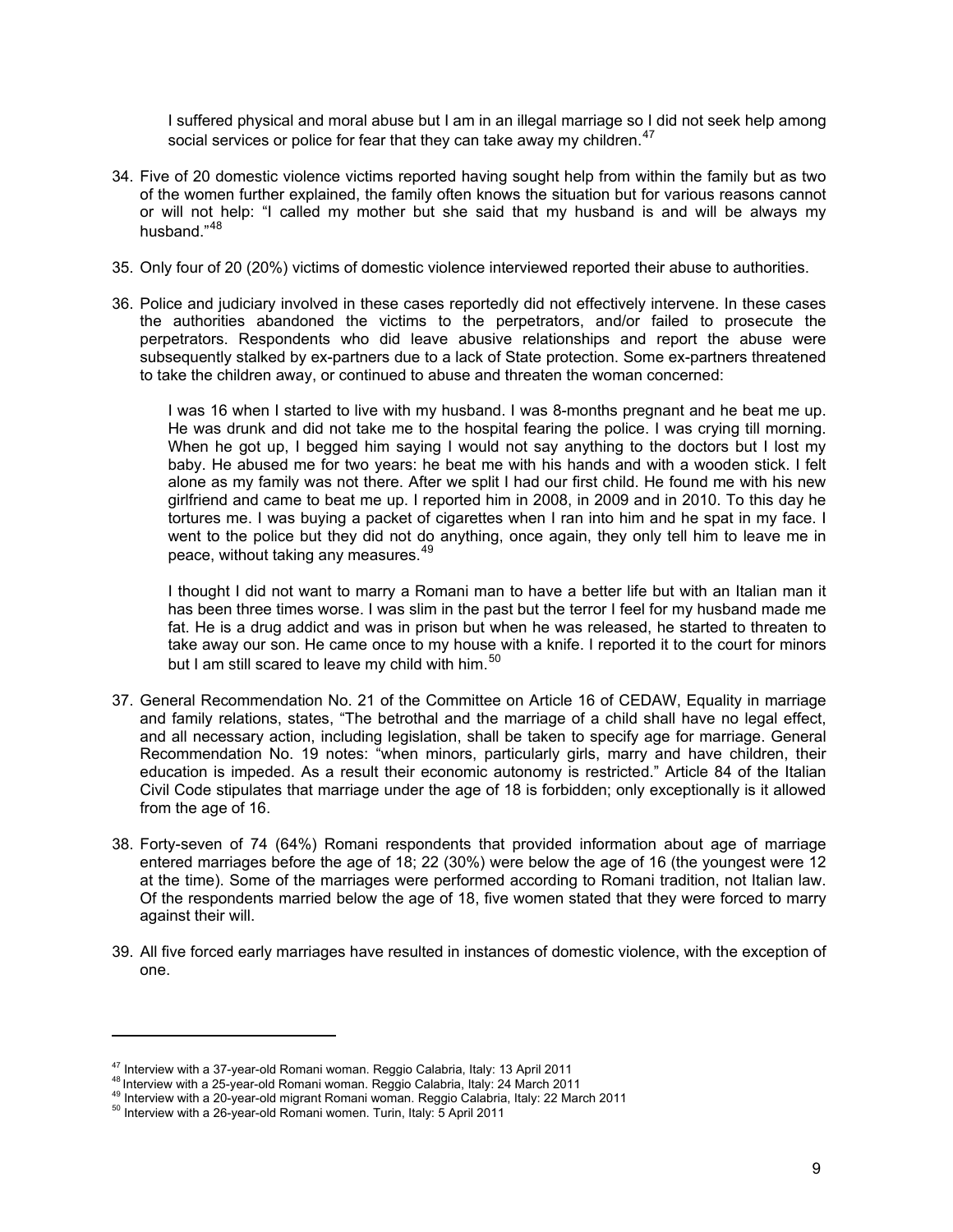> I suffered physical and moral abuse but I am in an illegal marriage so I did not seek help among social services or police for fear that they can take away my children.[47]

34. Five of 20 domestic violence victims reported having sought help from within the family but as two of the women further explained, the family often knows the situation but for various reasons cannot or will not help: "I called my mother but she said that my husband is and will be always my husband."[48]

35. Only four of 20 (20%) victims of domestic violence interviewed reported their abuse to authorities.

36. Police and judiciary involved in these cases reportedly did not effectively intervene. In these cases the authorities abandoned the victims to the perpetrators, and/or failed to prosecute the perpetrators. Respondents who did leave abusive relationships and report the abuse were subsequently stalked by ex-partners due to a lack of State protection. Some ex-partners threatened to take the children away, or continued to abuse and threaten the woman concerned:

> I was 16 when I started to live with my husband. I was 8-months pregnant and he beat me up. He was drunk and did not take me to the hospital fearing the police. I was crying till morning. When he got up, I begged him saying I would not say anything to the doctors but I lost my baby. He abused me for two years: he beat me with his hands and with a wooden stick. I felt alone as my family was not there. After we split I had our first child. He found me with his new girlfriend and came to beat me up. I reported him in 2008, in 2009 and in 2010. To this day he tortures me. I was buying a packet of cigarettes when I ran into him and he spat in my face. I went to the police but they did not do anything, once again, they only tell him to leave me in peace, without taking any measures.[49]

> I thought I did not want to marry a Romani man to have a better life but with an Italian man it has been three times worse. I was slim in the past but the terror I feel for my husband made me fat. He is a drug addict and was in prison but when he was released, he started to threaten to take away our son. He came once to my house with a knife. I reported it to the court for minors but I am still scared to leave my child with him.[50]

37. General Recommendation No. 21 of the Committee on Article 16 of CEDAW, Equality in marriage and family relations, states, "The betrothal and the marriage of a child shall have no legal effect, and all necessary action, including legislation, shall be taken to specify age for marriage. General Recommendation No. 19 notes: "when minors, particularly girls, marry and have children, their education is impeded. As a result their economic autonomy is restricted." Article 84 of the Italian Civil Code stipulates that marriage under the age of 18 is forbidden; only exceptionally is it allowed from the age of 16.

38. Forty-seven of 74 (64%) Romani respondents that provided information about age of marriage entered marriages before the age of 18; 22 (30%) were below the age of 16 (the youngest were 12 at the time). Some of the marriages were performed according to Romani tradition, not Italian law. Of the respondents married below the age of 18, five women stated that they were forced to marry against their will.

39. All five forced early marriages have resulted in instances of domestic violence, with the exception of one.

---

[47] Interview with a 37-year-old Romani woman. Reggio Calabria, Italy: 13 April 2011

[48] Interview with a 25-year-old Romani woman. Reggio Calabria, Italy: 24 March 2011

[49] Interview with a 20-year-old migrant Romani woman. Reggio Calabria, Italy: 22 March 2011

[50] Interview with a 26-year-old Romani women. Turin, Italy: 5 April 2011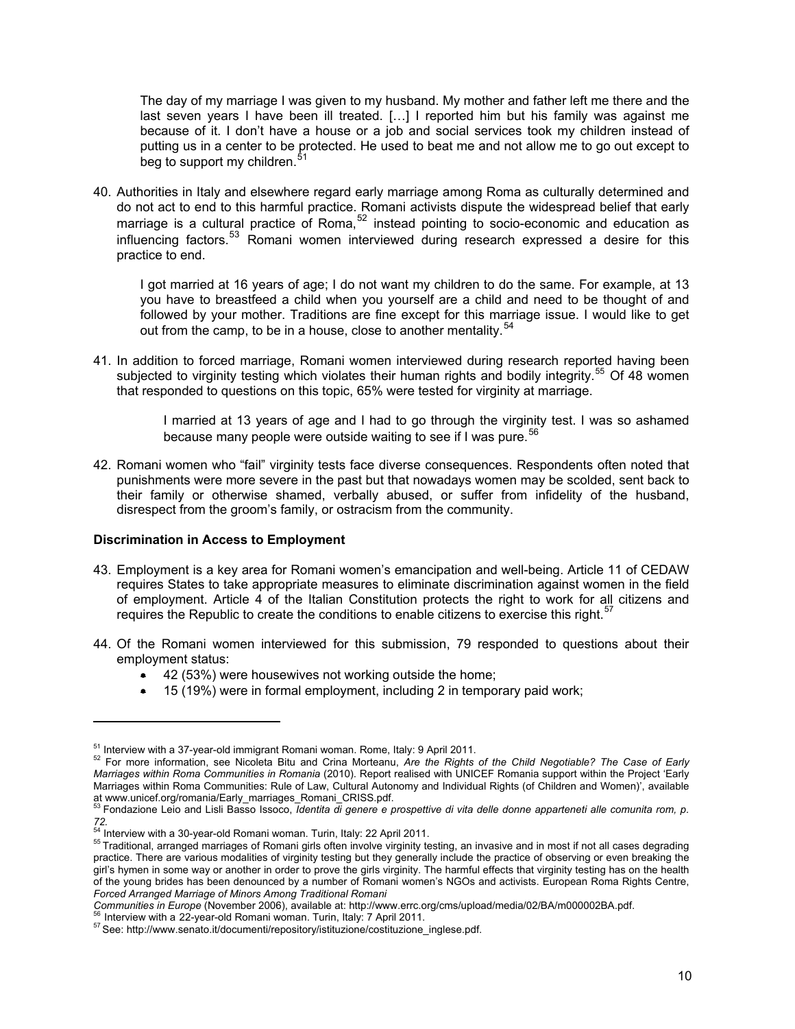> The day of my marriage I was given to my husband. My mother and father left me there and the last seven years I have been ill treated. […] I reported him but his family was against me because of it. I don't have a house or a job and social services took my children instead of putting us in a center to be protected. He used to beat me and not allow me to go out except to beg to support my children.[51]

40. Authorities in Italy and elsewhere regard early marriage among Roma as culturally determined and do not act to end to this harmful practice. Romani activists dispute the widespread belief that early marriage is a cultural practice of Roma,[52] instead pointing to socio-economic and education as influencing factors.[53] Romani women interviewed during research expressed a desire for this practice to end.

> I got married at 16 years of age; I do not want my children to do the same. For example, at 13 you have to breastfeed a child when you yourself are a child and need to be thought of and followed by your mother. Traditions are fine except for this marriage issue. I would like to get out from the camp, to be in a house, close to another mentality.[54]

41. In addition to forced marriage, Romani women interviewed during research reported having been subjected to virginity testing which violates their human rights and bodily integrity.[55] Of 48 women that responded to questions on this topic, 65% were tested for virginity at marriage.

> I married at 13 years of age and I had to go through the virginity test. I was so ashamed because many people were outside waiting to see if I was pure.[56]

42. Romani women who "fail" virginity tests face diverse consequences. Respondents often noted that punishments were more severe in the past but that nowadays women may be scolded, sent back to their family or otherwise shamed, verbally abused, or suffer from infidelity of the husband, disrespect from the groom's family, or ostracism from the community.

**Discrimination in Access to Employment**

43. Employment is a key area for Romani women's emancipation and well-being. Article 11 of CEDAW requires States to take appropriate measures to eliminate discrimination against women in the field of employment. Article 4 of the Italian Constitution protects the right to work for all citizens and requires the Republic to create the conditions to enable citizens to exercise this right.[57]

44. Of the Romani women interviewed for this submission, 79 responded to questions about their employment status:
    - 42 (53%) were housewives not working outside the home;
    - 15 (19%) were in formal employment, including 2 in temporary paid work;

---

[51] Interview with a 37-year-old immigrant Romani woman. Rome, Italy: 9 April 2011.

[52] For more information, see Nicoleta Bitu and Crina Morteanu, *Are the Rights of the Child Negotiable? The Case of Early Marriages within Roma Communities in Romania* (2010). Report realised with UNICEF Romania support within the Project 'Early Marriages within Roma Communities: Rule of Law, Cultural Autonomy and Individual Rights (of Children and Women)', available at www.unicef.org/romania/Early_marriages_Romani_CRISS.pdf.

[53] Fondazione Leio and Lisli Basso Issoco, *Identita di genere e prospettive di vita delle donne apparteneti alle comunita rom, p. 72.*

[54] Interview with a 30-year-old Romani woman. Turin, Italy: 22 April 2011.

[55] Traditional, arranged marriages of Romani girls often involve virginity testing, an invasive and in most if not all cases degrading practice. There are various modalities of virginity testing but they generally include the practice of observing or even breaking the girl's hymen in some way or another in order to prove the girls virginity. The harmful effects that virginity testing has on the health of the young brides has been denounced by a number of Romani women's NGOs and activists. European Roma Rights Centre, *Forced Arranged Marriage of Minors Among Traditional Romani Communities in Europe* (November 2006), available at: http://www.errc.org/cms/upload/media/02/BA/m000002BA.pdf.

[56] Interview with a 22-year-old Romani woman. Turin, Italy: 7 April 2011.

[57] See: http://www.senato.it/documenti/repository/istituzione/costituzione_inglese.pdf.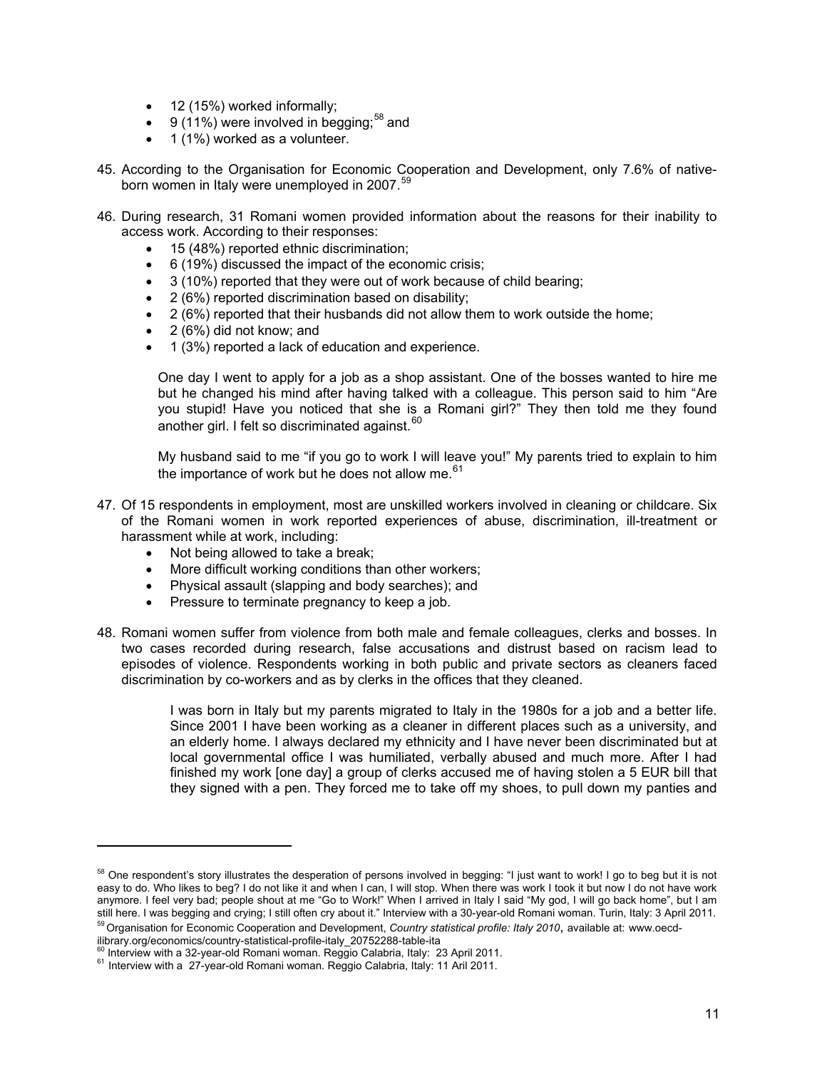- 12 (15%) worked informally;
- 9 (11%) were involved in begging;[58] and
- 1 (1%) worked as a volunteer.

45. According to the Organisation for Economic Cooperation and Development, only 7.6% of native-born women in Italy were unemployed in 2007.[59]

46. During research, 31 Romani women provided information about the reasons for their inability to access work. According to their responses:
    - 15 (48%) reported ethnic discrimination;
    - 6 (19%) discussed the impact of the economic crisis;
    - 3 (10%) reported that they were out of work because of child bearing;
    - 2 (6%) reported discrimination based on disability;
    - 2 (6%) reported that their husbands did not allow them to work outside the home;
    - 2 (6%) did not know; and
    - 1 (3%) reported a lack of education and experience.

    > One day I went to apply for a job as a shop assistant. One of the bosses wanted to hire me but he changed his mind after having talked with a colleague. This person said to him "Are you stupid! Have you noticed that she is a Romani girl?" They then told me they found another girl. I felt so discriminated against.[60]

    > My husband said to me "if you go to work I will leave you!" My parents tried to explain to him the importance of work but he does not allow me.[61]

47. Of 15 respondents in employment, most are unskilled workers involved in cleaning or childcare. Six of the Romani women in work reported experiences of abuse, discrimination, ill-treatment or harassment while at work, including:
    - Not being allowed to take a break;
    - More difficult working conditions than other workers;
    - Physical assault (slapping and body searches); and
    - Pressure to terminate pregnancy to keep a job.

48. Romani women suffer from violence from both male and female colleagues, clerks and bosses. In two cases recorded during research, false accusations and distrust based on racism lead to episodes of violence. Respondents working in both public and private sectors as cleaners faced discrimination by co-workers and as by clerks in the offices that they cleaned.

    > I was born in Italy but my parents migrated to Italy in the 1980s for a job and a better life. Since 2001 I have been working as a cleaner in different places such as a university, and an elderly home. I always declared my ethnicity and I have never been discriminated but at local governmental office I was humiliated, verbally abused and much more. After I had finished my work [one day] a group of clerks accused me of having stolen a 5 EUR bill that they signed with a pen. They forced me to take off my shoes, to pull down my panties and

---

[58] One respondent's story illustrates the desperation of persons involved in begging: "I just want to work! I go to beg but it is not easy to do. Who likes to beg? I do not like it and when I can, I will stop. When there was work I took it but now I do not have work anymore. I feel very bad; people shout at me "Go to Work!" When I arrived in Italy I said "My god, I will go back home", but I am still here. I was begging and crying; I still often cry about it." Interview with a 30-year-old Romani woman. Turin, Italy: 3 April 2011.

[59] Organisation for Economic Cooperation and Development, *Country statistical profile: Italy 2010*, available at: www.oecd-ilibrary.org/economics/country-statistical-profile-italy_20752288-table-ita

[60] Interview with a 32-year-old Romani woman. Reggio Calabria, Italy: 23 April 2011.

[61] Interview with a 27-year-old Romani woman. Reggio Calabria, Italy: 11 Aril 2011.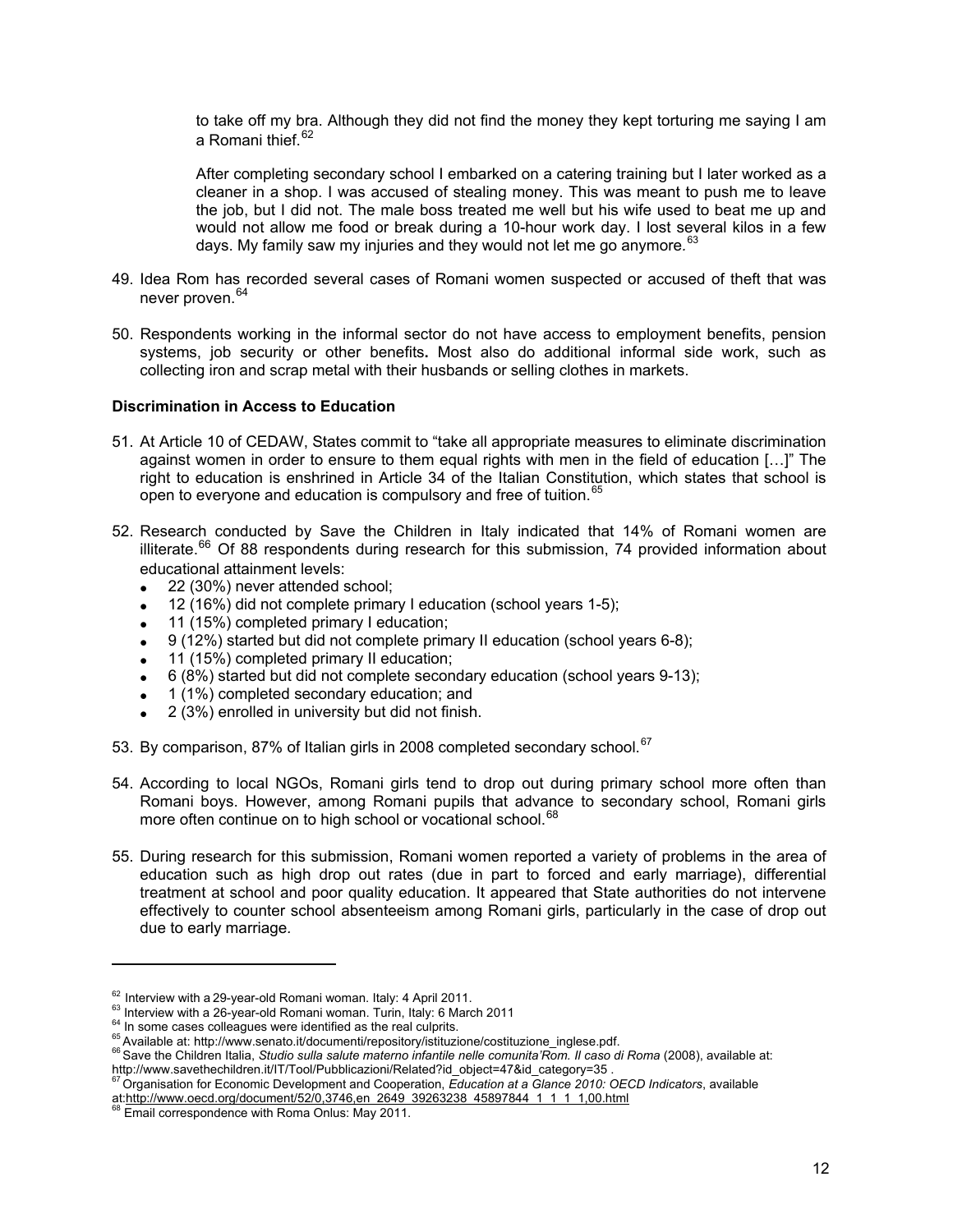> to take off my bra. Although they did not find the money they kept torturing me saying I am a Romani thief.[62]
>
> After completing secondary school I embarked on a catering training but I later worked as a cleaner in a shop. I was accused of stealing money. This was meant to push me to leave the job, but I did not. The male boss treated me well but his wife used to beat me up and would not allow me food or break during a 10-hour work day. I lost several kilos in a few days. My family saw my injuries and they would not let me go anymore.[63]

49. Idea Rom has recorded several cases of Romani women suspected or accused of theft that was never proven.[64]

50. Respondents working in the informal sector do not have access to employment benefits, pension systems, job security or other benefits. Most also do additional informal side work, such as collecting iron and scrap metal with their husbands or selling clothes in markets.

**Discrimination in Access to Education**

51. At Article 10 of CEDAW, States commit to "take all appropriate measures to eliminate discrimination against women in order to ensure to them equal rights with men in the field of education […]" The right to education is enshrined in Article 34 of the Italian Constitution, which states that school is open to everyone and education is compulsory and free of tuition.[65]

52. Research conducted by Save the Children in Italy indicated that 14% of Romani women are illiterate.[66] Of 88 respondents during research for this submission, 74 provided information about educational attainment levels:
    - 22 (30%) never attended school;
    - 12 (16%) did not complete primary I education (school years 1-5);
    - 11 (15%) completed primary I education;
    - 9 (12%) started but did not complete primary II education (school years 6-8);
    - 11 (15%) completed primary II education;
    - 6 (8%) started but did not complete secondary education (school years 9-13);
    - 1 (1%) completed secondary education; and
    - 2 (3%) enrolled in university but did not finish.

53. By comparison, 87% of Italian girls in 2008 completed secondary school.[67]

54. According to local NGOs, Romani girls tend to drop out during primary school more often than Romani boys. However, among Romani pupils that advance to secondary school, Romani girls more often continue on to high school or vocational school.[68]

55. During research for this submission, Romani women reported a variety of problems in the area of education such as high drop out rates (due in part to forced and early marriage), differential treatment at school and poor quality education. It appeared that State authorities do not intervene effectively to counter school absenteeism among Romani girls, particularly in the case of drop out due to early marriage.

---

[62] Interview with a 29-year-old Romani woman. Italy: 4 April 2011.

[63] Interview with a 26-year-old Romani woman. Turin, Italy: 6 March 2011

[64] In some cases colleagues were identified as the real culprits.

[65] Available at: http://www.senato.it/documenti/repository/istituzione/costituzione_inglese.pdf.

[66] Save the Children Italia, *Studio sulla salute materno infantile nelle comunita'Rom. Il caso di Roma* (2008), available at: http://www.savethechildren.it/IT/Tool/Pubblicazioni/Related?id_object=47&id_category=35 .

[67] Organisation for Economic Development and Cooperation, *Education at a Glance 2010: OECD Indicators*, available at:http://www.oecd.org/document/52/0,3746,en_2649_39263238_45897844_1_1_1_1,00.html

[68] Email correspondence with Roma Onlus: May 2011.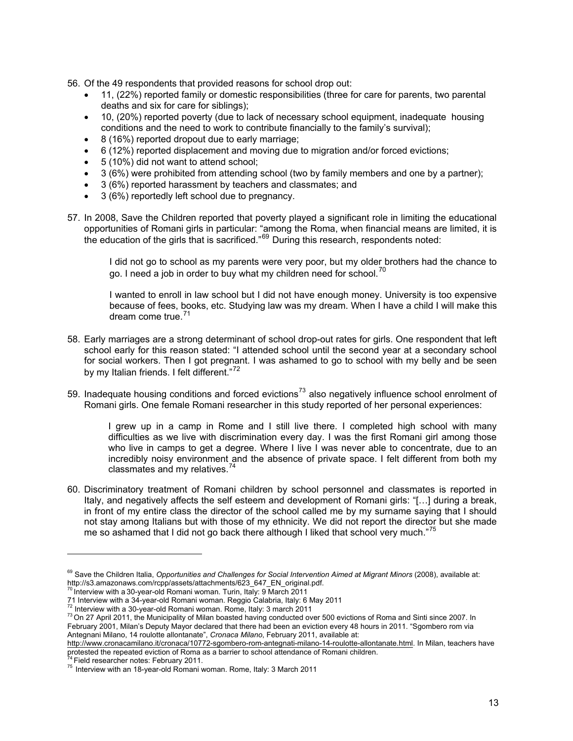56. Of the 49 respondents that provided reasons for school drop out:
    - 11, (22%) reported family or domestic responsibilities (three for care for parents, two parental deaths and six for care for siblings);
    - 10, (20%) reported poverty (due to lack of necessary school equipment, inadequate housing conditions and the need to work to contribute financially to the family's survival);
    - 8 (16%) reported dropout due to early marriage;
    - 6 (12%) reported displacement and moving due to migration and/or forced evictions;
    - 5 (10%) did not want to attend school;
    - 3 (6%) were prohibited from attending school (two by family members and one by a partner);
    - 3 (6%) reported harassment by teachers and classmates; and
    - 3 (6%) reportedly left school due to pregnancy.

57. In 2008, Save the Children reported that poverty played a significant role in limiting the educational opportunities of Romani girls in particular: "among the Roma, when financial means are limited, it is the education of the girls that is sacrificed."[69] During this research, respondents noted:

    > I did not go to school as my parents were very poor, but my older brothers had the chance to go. I need a job in order to buy what my children need for school.[70]
    >
    > I wanted to enroll in law school but I did not have enough money. University is too expensive because of fees, books, etc. Studying law was my dream. When I have a child I will make this dream come true.[71]

58. Early marriages are a strong determinant of school drop-out rates for girls. One respondent that left school early for this reason stated: "I attended school until the second year at a secondary school for social workers. Then I got pregnant. I was ashamed to go to school with my belly and be seen by my Italian friends. I felt different."[72]

59. Inadequate housing conditions and forced evictions[73] also negatively influence school enrolment of Romani girls. One female Romani researcher in this study reported of her personal experiences:

    > I grew up in a camp in Rome and I still live there. I completed high school with many difficulties as we live with discrimination every day. I was the first Romani girl among those who live in camps to get a degree. Where I live I was never able to concentrate, due to an incredibly noisy environment and the absence of private space. I felt different from both my classmates and my relatives.[74]

60. Discriminatory treatment of Romani children by school personnel and classmates is reported in Italy, and negatively affects the self esteem and development of Romani girls: "[…] during a break, in front of my entire class the director of the school called me by my surname saying that I should not stay among Italians but with those of my ethnicity. We did not report the director but she made me so ashamed that I did not go back there although I liked that school very much."[75]

---

[69] Save the Children Italia, *Opportunities and Challenges for Social Intervention Aimed at Migrant Minors* (2008), available at: http://s3.amazonaws.com/rcpp/assets/attachments/623_647_EN_original.pdf.

[70] Interview with a 30-year-old Romani woman. Turin, Italy: 9 March 2011

[71] Interview with a 34-year-old Romani woman. Reggio Calabria, Italy: 6 May 2011

[72] Interview with a 30-year-old Romani woman. Rome, Italy: 3 march 2011

[73] On 27 April 2011, the Municipality of Milan boasted having conducted over 500 evictions of Roma and Sinti since 2007. In February 2001, Milan's Deputy Mayor declared that there had been an eviction every 48 hours in 2011. "Sgombero rom via Antegnani Milano, 14 roulotte allontanate", *Cronaca Milano*, February 2011, available at: http://www.cronacamilano.it/cronaca/10772-sgombero-rom-antegnati-milano-14-roulotte-allontanate.html. In Milan, teachers have protested the repeated eviction of Roma as a barrier to school attendance of Romani children.

[74] Field researcher notes: February 2011.

[75] Interview with an 18-year-old Romani woman. Rome, Italy: 3 March 2011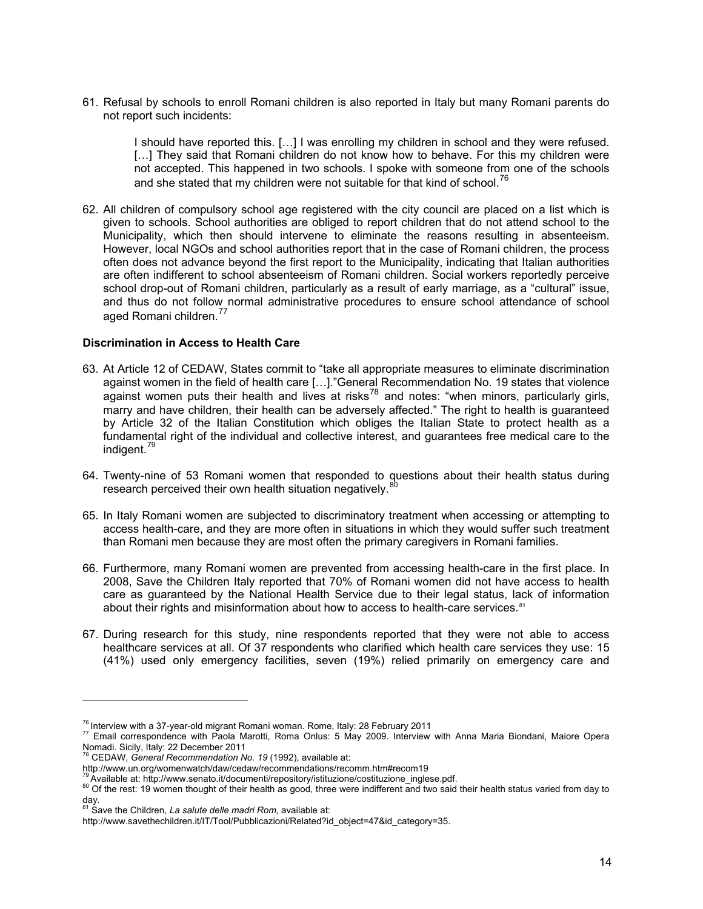61. Refusal by schools to enroll Romani children is also reported in Italy but many Romani parents do not report such incidents:

> I should have reported this. […] I was enrolling my children in school and they were refused. […] They said that Romani children do not know how to behave. For this my children were not accepted. This happened in two schools. I spoke with someone from one of the schools and she stated that my children were not suitable for that kind of school.[76]

62. All children of compulsory school age registered with the city council are placed on a list which is given to schools. School authorities are obliged to report children that do not attend school to the Municipality, which then should intervene to eliminate the reasons resulting in absenteeism. However, local NGOs and school authorities report that in the case of Romani children, the process often does not advance beyond the first report to the Municipality, indicating that Italian authorities are often indifferent to school absenteeism of Romani children. Social workers reportedly perceive school drop-out of Romani children, particularly as a result of early marriage, as a "cultural" issue, and thus do not follow normal administrative procedures to ensure school attendance of school aged Romani children.[77]

### Discrimination in Access to Health Care

63. At Article 12 of CEDAW, States commit to "take all appropriate measures to eliminate discrimination against women in the field of health care […]."General Recommendation No. 19 states that violence against women puts their health and lives at risks[78] and notes: "when minors, particularly girls, marry and have children, their health can be adversely affected." The right to health is guaranteed by Article 32 of the Italian Constitution which obliges the Italian State to protect health as a fundamental right of the individual and collective interest, and guarantees free medical care to the indigent.[79]

64. Twenty-nine of 53 Romani women that responded to questions about their health status during research perceived their own health situation negatively.[80]

65. In Italy Romani women are subjected to discriminatory treatment when accessing or attempting to access health-care, and they are more often in situations in which they would suffer such treatment than Romani men because they are most often the primary caregivers in Romani families.

66. Furthermore, many Romani women are prevented from accessing health-care in the first place. In 2008, Save the Children Italy reported that 70% of Romani women did not have access to health care as guaranteed by the National Health Service due to their legal status, lack of information about their rights and misinformation about how to access to health-care services.[81]

67. During research for this study, nine respondents reported that they were not able to access healthcare services at all. Of 37 respondents who clarified which health care services they use: 15 (41%) used only emergency facilities, seven (19%) relied primarily on emergency care and

---

[76] Interview with a 37-year-old migrant Romani woman. Rome, Italy: 28 February 2011

[77] Email correspondence with Paola Marotti, Roma Onlus: 5 May 2009. Interview with Anna Maria Biondani, Maiore Opera Nomadi. Sicily, Italy: 22 December 2011

[78] CEDAW, *General Recommendation No. 19* (1992), available at: http://www.un.org/womenwatch/daw/cedaw/recommendations/recomm.htm#recom19

[79] Available at: http://www.senato.it/documenti/repository/istituzione/costituzione_inglese.pdf.

[80] Of the rest: 19 women thought of their health as good, three were indifferent and two said their health status varied from day to day.

[81] Save the Children, *La salute delle madri Rom,* available at: http://www.savethechildren.it/IT/Tool/Pubblicazioni/Related?id_object=47&id_category=35.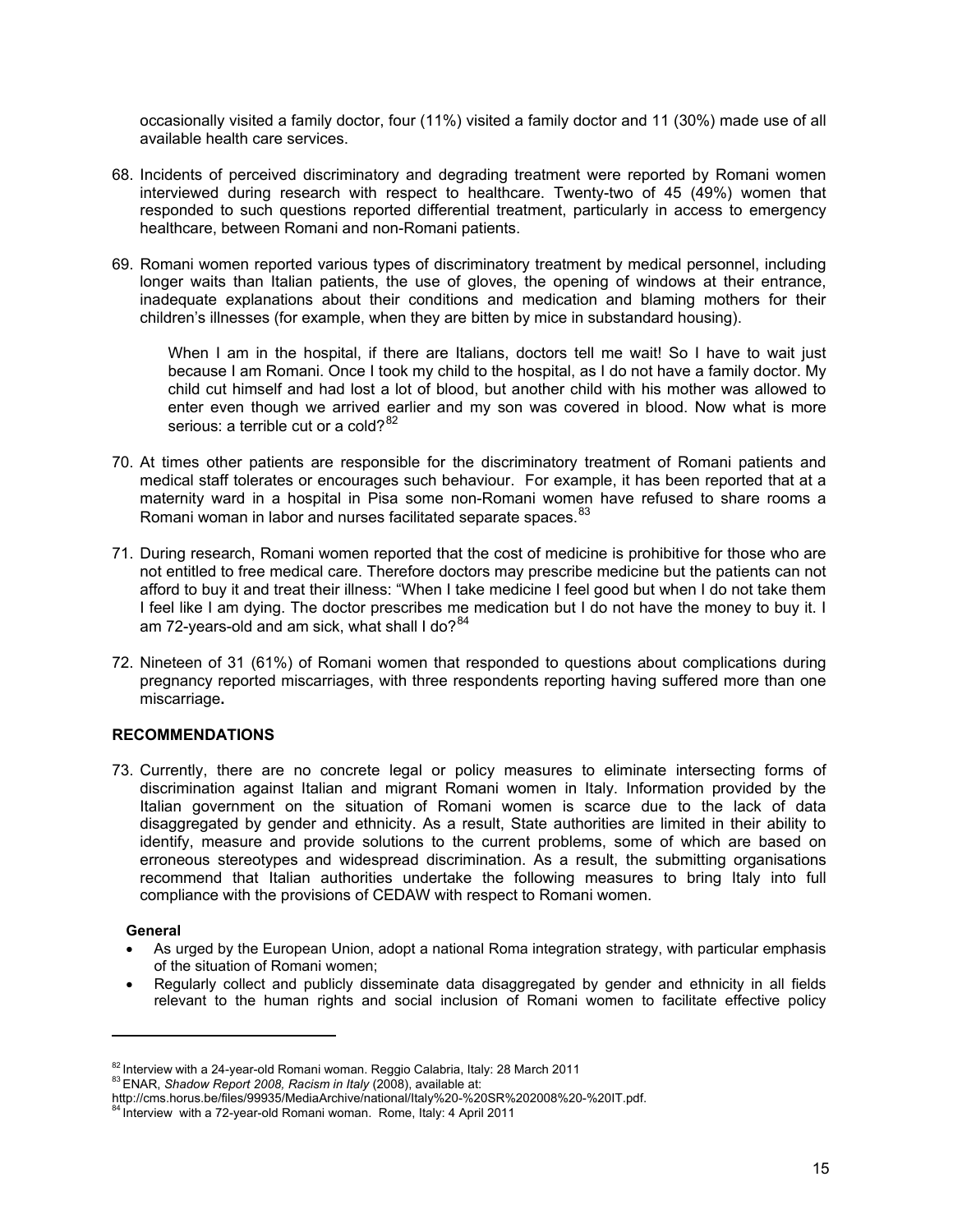occasionally visited a family doctor, four (11%) visited a family doctor and 11 (30%) made use of all available health care services.

68. Incidents of perceived discriminatory and degrading treatment were reported by Romani women interviewed during research with respect to healthcare. Twenty-two of 45 (49%) women that responded to such questions reported differential treatment, particularly in access to emergency healthcare, between Romani and non-Romani patients.

69. Romani women reported various types of discriminatory treatment by medical personnel, including longer waits than Italian patients, the use of gloves, the opening of windows at their entrance, inadequate explanations about their conditions and medication and blaming mothers for their children's illnesses (for example, when they are bitten by mice in substandard housing).

    When I am in the hospital, if there are Italians, doctors tell me wait! So I have to wait just because I am Romani. Once I took my child to the hospital, as I do not have a family doctor. My child cut himself and had lost a lot of blood, but another child with his mother was allowed to enter even though we arrived earlier and my son was covered in blood. Now what is more serious: a terrible cut or a cold?[82]

70. At times other patients are responsible for the discriminatory treatment of Romani patients and medical staff tolerates or encourages such behaviour. For example, it has been reported that at a maternity ward in a hospital in Pisa some non-Romani women have refused to share rooms a Romani woman in labor and nurses facilitated separate spaces.[83]

71. During research, Romani women reported that the cost of medicine is prohibitive for those who are not entitled to free medical care. Therefore doctors may prescribe medicine but the patients can not afford to buy it and treat their illness: "When I take medicine I feel good but when I do not take them I feel like I am dying. The doctor prescribes me medication but I do not have the money to buy it. I am 72-years-old and am sick, what shall I do?[84]

72. Nineteen of 31 (61%) of Romani women that responded to questions about complications during pregnancy reported miscarriages, with three respondents reporting having suffered more than one miscarriage**.**

## RECOMMENDATIONS

73. Currently, there are no concrete legal or policy measures to eliminate intersecting forms of discrimination against Italian and migrant Romani women in Italy. Information provided by the Italian government on the situation of Romani women is scarce due to the lack of data disaggregated by gender and ethnicity. As a result, State authorities are limited in their ability to identify, measure and provide solutions to the current problems, some of which are based on erroneous stereotypes and widespread discrimination. As a result, the submitting organisations recommend that Italian authorities undertake the following measures to bring Italy into full compliance with the provisions of CEDAW with respect to Romani women.

**General**

- As urged by the European Union, adopt a national Roma integration strategy, with particular emphasis of the situation of Romani women;
- Regularly collect and publicly disseminate data disaggregated by gender and ethnicity in all fields relevant to the human rights and social inclusion of Romani women to facilitate effective policy

---

[82] Interview with a 24-year-old Romani woman. Reggio Calabria, Italy: 28 March 2011

[83] ENAR, *Shadow Report 2008, Racism in Italy* (2008), available at: http://cms.horus.be/files/99935/MediaArchive/national/Italy%20-%20SR%202008%20-%20IT.pdf.

[84] Interview with a 72-year-old Romani woman. Rome, Italy: 4 April 2011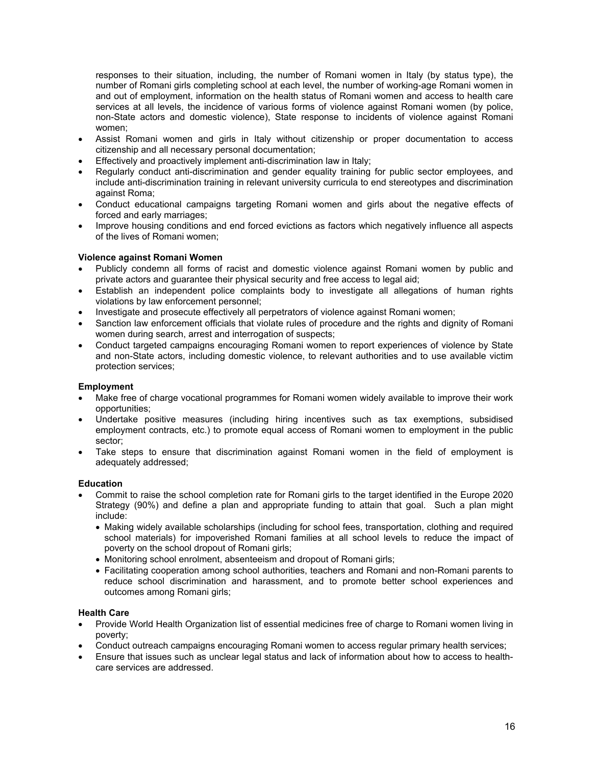responses to their situation, including, the number of Romani women in Italy (by status type), the number of Romani girls completing school at each level, the number of working-age Romani women in and out of employment, information on the health status of Romani women and access to health care services at all levels, the incidence of various forms of violence against Romani women (by police, non-State actors and domestic violence), State response to incidents of violence against Romani women;

- Assist Romani women and girls in Italy without citizenship or proper documentation to access citizenship and all necessary personal documentation;
- Effectively and proactively implement anti-discrimination law in Italy;
- Regularly conduct anti-discrimination and gender equality training for public sector employees, and include anti-discrimination training in relevant university curricula to end stereotypes and discrimination against Roma;
- Conduct educational campaigns targeting Romani women and girls about the negative effects of forced and early marriages;
- Improve housing conditions and end forced evictions as factors which negatively influence all aspects of the lives of Romani women;

**Violence against Romani Women**

- Publicly condemn all forms of racist and domestic violence against Romani women by public and private actors and guarantee their physical security and free access to legal aid;
- Establish an independent police complaints body to investigate all allegations of human rights violations by law enforcement personnel;
- Investigate and prosecute effectively all perpetrators of violence against Romani women;
- Sanction law enforcement officials that violate rules of procedure and the rights and dignity of Romani women during search, arrest and interrogation of suspects;
- Conduct targeted campaigns encouraging Romani women to report experiences of violence by State and non-State actors, including domestic violence, to relevant authorities and to use available victim protection services;

**Employment**

- Make free of charge vocational programmes for Romani women widely available to improve their work opportunities;
- Undertake positive measures (including hiring incentives such as tax exemptions, subsidised employment contracts, etc.) to promote equal access of Romani women to employment in the public sector;
- Take steps to ensure that discrimination against Romani women in the field of employment is adequately addressed;

**Education**

- Commit to raise the school completion rate for Romani girls to the target identified in the Europe 2020 Strategy (90%) and define a plan and appropriate funding to attain that goal. Such a plan might include:
  - Making widely available scholarships (including for school fees, transportation, clothing and required school materials) for impoverished Romani families at all school levels to reduce the impact of poverty on the school dropout of Romani girls;
  - Monitoring school enrolment, absenteeism and dropout of Romani girls;
  - Facilitating cooperation among school authorities, teachers and Romani and non-Romani parents to reduce school discrimination and harassment, and to promote better school experiences and outcomes among Romani girls;

**Health Care**

- Provide World Health Organization list of essential medicines free of charge to Romani women living in poverty;
- Conduct outreach campaigns encouraging Romani women to access regular primary health services;
- Ensure that issues such as unclear legal status and lack of information about how to access to health-care services are addressed.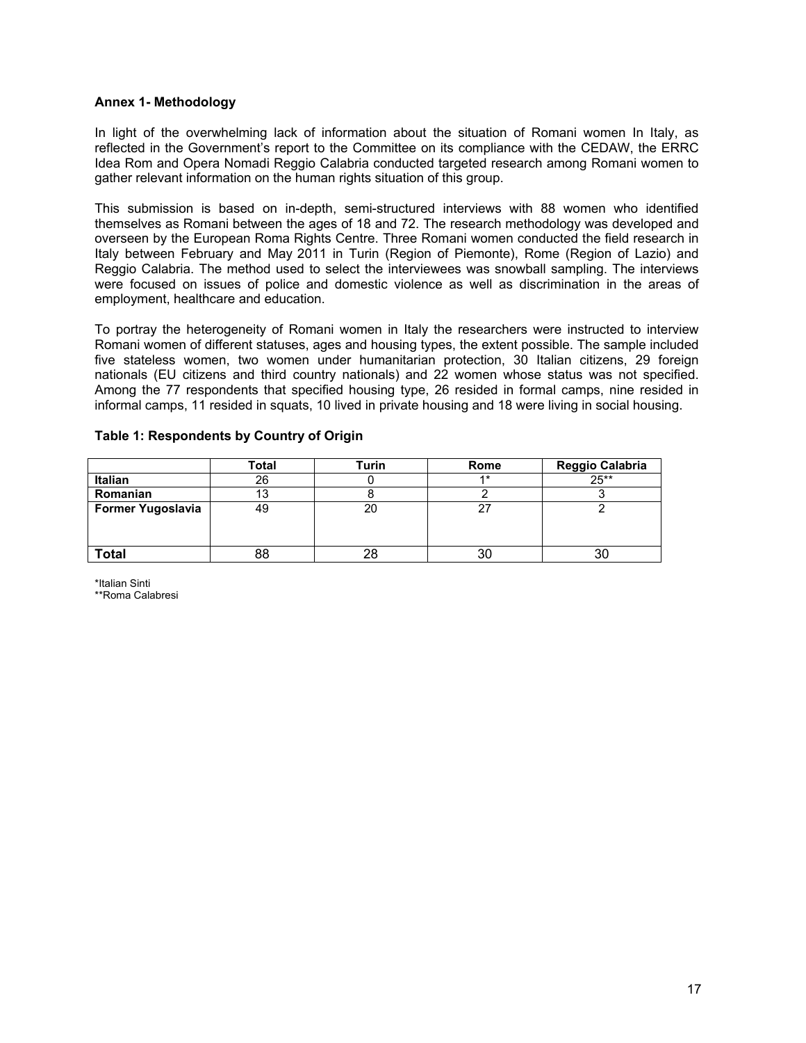**Annex 1- Methodology**

In light of the overwhelming lack of information about the situation of Romani women In Italy, as reflected in the Government's report to the Committee on its compliance with the CEDAW, the ERRC Idea Rom and Opera Nomadi Reggio Calabria conducted targeted research among Romani women to gather relevant information on the human rights situation of this group.

This submission is based on in-depth, semi-structured interviews with 88 women who identified themselves as Romani between the ages of 18 and 72. The research methodology was developed and overseen by the European Roma Rights Centre. Three Romani women conducted the field research in Italy between February and May 2011 in Turin (Region of Piemonte), Rome (Region of Lazio) and Reggio Calabria. The method used to select the interviewees was snowball sampling. The interviews were focused on issues of police and domestic violence as well as discrimination in the areas of employment, healthcare and education.

To portray the heterogeneity of Romani women in Italy the researchers were instructed to interview Romani women of different statuses, ages and housing types, the extent possible. The sample included five stateless women, two women under humanitarian protection, 30 Italian citizens, 29 foreign nationals (EU citizens and third country nationals) and 22 women whose status was not specified. Among the 77 respondents that specified housing type, 26 resided in formal camps, nine resided in informal camps, 11 resided in squats, 10 lived in private housing and 18 were living in social housing.

**Table 1: Respondents by Country of Origin**

| | Total | Turin | Rome | Reggio Calabria |
|---|---|---|---|---|
| **Italian** | 26 | 0 | 1* | 25** |
| **Romanian** | 13 | 8 | 2 | 3 |
| **Former Yugoslavia** | 49 | 20 | 27 | 2 |
| **Total** | 88 | 28 | 30 | 30 |

*Italian Sinti
**Roma Calabresi